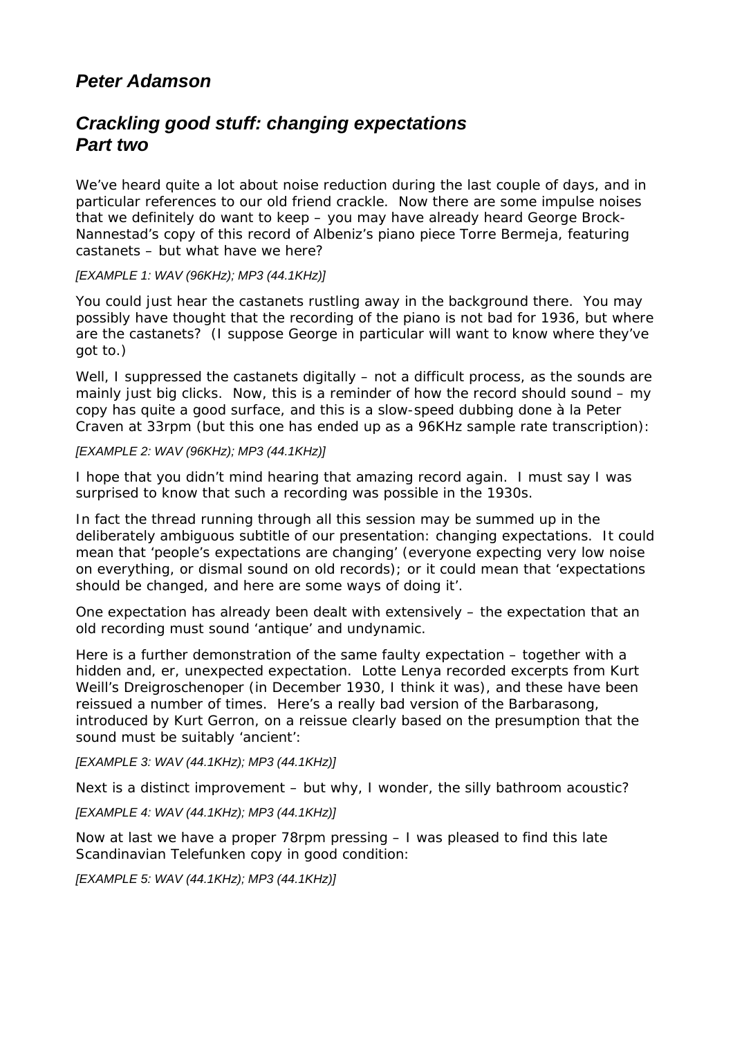## *Peter Adamson*

## *Crackling good stuff: changing expectations*
## *Part two*

We've heard quite a lot about noise reduction during the last couple of days, and in particular references to our old friend crackle. Now there are some impulse noises that we definitely do want to keep – you may have already heard George Brock-Nannestad's copy of this record of Albeniz's piano piece Torre Bermeja, featuring castanets – but what have we here?

*[EXAMPLE 1: WAV (96KHz); MP3 (44.1KHz)]*

You could just hear the castanets rustling away in the background there. You may possibly have thought that the recording of the piano is not bad for 1936, but where are the castanets? (I suppose George in particular will want to know where they've got to.)

Well, I suppressed the castanets digitally – not a difficult process, as the sounds are mainly just big clicks. Now, this is a reminder of how the record should sound – my copy has quite a good surface, and this is a slow-speed dubbing done à la Peter Craven at 33rpm (but this one has ended up as a 96KHz sample rate transcription):

*[EXAMPLE 2: WAV (96KHz); MP3 (44.1KHz)]*

I hope that you didn't mind hearing that amazing record again. I must say I was surprised to know that such a recording was possible in the 1930s.

In fact the thread running through all this session may be summed up in the deliberately ambiguous subtitle of our presentation: changing expectations. It could mean that 'people's expectations are changing' (everyone expecting very low noise on everything, or dismal sound on old records); or it could mean that 'expectations should be changed, and here are some ways of doing it'.

One expectation has already been dealt with extensively – the expectation that an old recording must sound 'antique' and undynamic.

Here is a further demonstration of the same faulty expectation – together with a hidden and, er, unexpected expectation. Lotte Lenya recorded excerpts from Kurt Weill's Dreigroschenoper (in December 1930, I think it was), and these have been reissued a number of times. Here's a really bad version of the Barbarasong, introduced by Kurt Gerron, on a reissue clearly based on the presumption that the sound must be suitably 'ancient':

*[EXAMPLE 3: WAV (44.1KHz); MP3 (44.1KHz)]*

Next is a distinct improvement – but why, I wonder, the silly bathroom acoustic?

*[EXAMPLE 4: WAV (44.1KHz); MP3 (44.1KHz)]*

Now at last we have a proper 78rpm pressing – I was pleased to find this late Scandinavian Telefunken copy in good condition:

*[EXAMPLE 5: WAV (44.1KHz); MP3 (44.1KHz)]*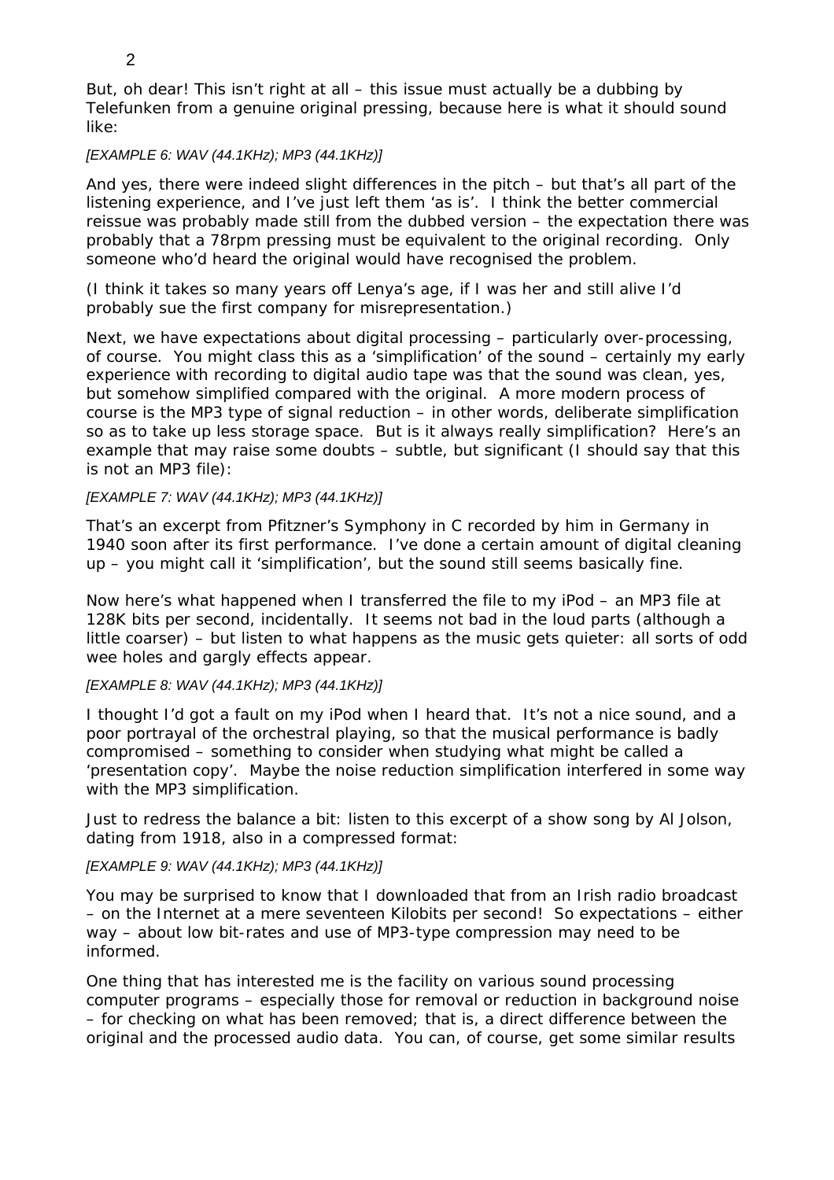But, oh dear! This isn't right at all – this issue must actually be a dubbing by Telefunken from a genuine original pressing, because here is what it should sound like:

*[EXAMPLE 6: WAV (44.1KHz); MP3 (44.1KHz)]*

And yes, there were indeed slight differences in the pitch – but that's all part of the listening experience, and I've just left them 'as is'. I think the better commercial reissue was probably made still from the dubbed version – the expectation there was probably that a 78rpm pressing must be equivalent to the original recording. Only someone who'd heard the original would have recognised the problem.

(I think it takes so many years off Lenya's age, if I was her and still alive I'd probably sue the first company for misrepresentation.)

Next, we have expectations about digital processing – particularly over-processing, of course. You might class this as a 'simplification' of the sound – certainly my early experience with recording to digital audio tape was that the sound was clean, yes, but somehow simplified compared with the original. A more modern process of course is the MP3 type of signal reduction – in other words, deliberate simplification so as to take up less storage space. But is it always really simplification? Here's an example that may raise some doubts – subtle, but significant (I should say that this is not an MP3 file):

*[EXAMPLE 7: WAV (44.1KHz); MP3 (44.1KHz)]*

That's an excerpt from Pfitzner's Symphony in C recorded by him in Germany in 1940 soon after its first performance. I've done a certain amount of digital cleaning up – you might call it 'simplification', but the sound still seems basically fine.

Now here's what happened when I transferred the file to my iPod – an MP3 file at 128K bits per second, incidentally. It seems not bad in the loud parts (although a little coarser) – but listen to what happens as the music gets quieter: all sorts of odd wee holes and gargly effects appear.

*[EXAMPLE 8: WAV (44.1KHz); MP3 (44.1KHz)]*

I thought I'd got a fault on my iPod when I heard that. It's not a nice sound, and a poor portrayal of the orchestral playing, so that the musical performance is badly compromised – something to consider when studying what might be called a 'presentation copy'. Maybe the noise reduction simplification interfered in some way with the MP3 simplification.

Just to redress the balance a bit: listen to this excerpt of a show song by Al Jolson, dating from 1918, also in a compressed format:

*[EXAMPLE 9: WAV (44.1KHz); MP3 (44.1KHz)]*

You may be surprised to know that I downloaded that from an Irish radio broadcast – on the Internet at a mere seventeen Kilobits per second! So expectations – either way – about low bit-rates and use of MP3-type compression may need to be informed.

One thing that has interested me is the facility on various sound processing computer programs – especially those for removal or reduction in background noise – for checking on what has been removed; that is, a direct difference between the original and the processed audio data. You can, of course, get some similar results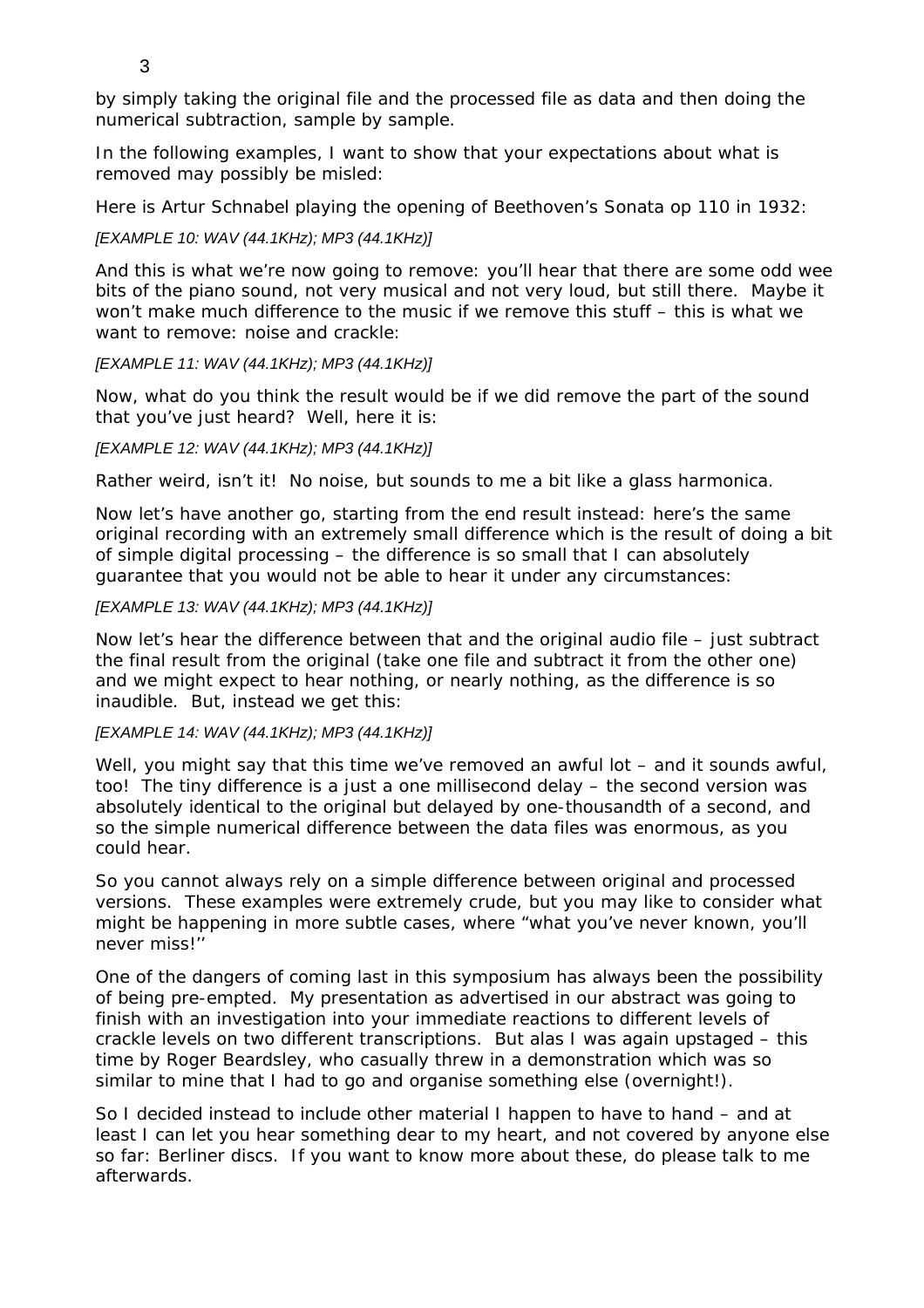by simply taking the original file and the processed file as data and then doing the numerical subtraction, sample by sample.

In the following examples, I want to show that your expectations about what is removed may possibly be misled:

Here is Artur Schnabel playing the opening of Beethoven's Sonata op 110 in 1932:

*[EXAMPLE 10: WAV (44.1KHz); MP3 (44.1KHz)]*

And this is what we're now going to remove: you'll hear that there are some odd wee bits of the piano sound, not very musical and not very loud, but still there. Maybe it won't make much difference to the music if we remove this stuff – this is what we want to remove: noise and crackle:

*[EXAMPLE 11: WAV (44.1KHz); MP3 (44.1KHz)]*

Now, what do you think the result would be if we did remove the part of the sound that you've just heard? Well, here it is:

*[EXAMPLE 12: WAV (44.1KHz); MP3 (44.1KHz)]*

Rather weird, isn't it! No noise, but sounds to me a bit like a glass harmonica.

Now let's have another go, starting from the end result instead: here's the same original recording with an extremely small difference which is the result of doing a bit of simple digital processing – the difference is so small that I can absolutely guarantee that you would not be able to hear it under any circumstances:

*[EXAMPLE 13: WAV (44.1KHz); MP3 (44.1KHz)]*

Now let's hear the difference between that and the original audio file – just subtract the final result from the original (take one file and subtract it from the other one) and we might expect to hear nothing, or nearly nothing, as the difference is so inaudible. But, instead we get this:

*[EXAMPLE 14: WAV (44.1KHz); MP3 (44.1KHz)]*

Well, you might say that this time we've removed an awful lot – and it sounds awful, too! The tiny difference is a just a one millisecond delay – the second version was absolutely identical to the original but delayed by one-thousandth of a second, and so the simple numerical difference between the data files was enormous, as you could hear.

So you cannot always rely on a simple difference between original and processed versions. These examples were extremely crude, but you may like to consider what might be happening in more subtle cases, where "what you've never known, you'll never miss!''

One of the dangers of coming last in this symposium has always been the possibility of being pre-empted. My presentation as advertised in our abstract was going to finish with an investigation into your immediate reactions to different levels of crackle levels on two different transcriptions. But alas I was again upstaged – this time by Roger Beardsley, who casually threw in a demonstration which was so similar to mine that I had to go and organise something else (overnight!).

So I decided instead to include other material I happen to have to hand – and at least I can let you hear something dear to my heart, and not covered by anyone else so far: Berliner discs. If you want to know more about these, do please talk to me afterwards.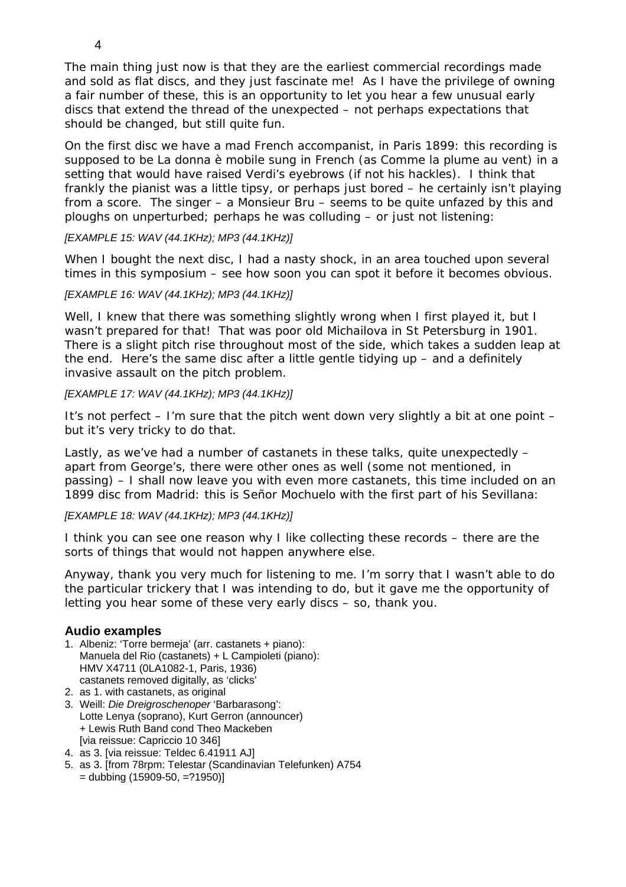The main thing just now is that they are the earliest commercial recordings made and sold as flat discs, and they just fascinate me! As I have the privilege of owning a fair number of these, this is an opportunity to let you hear a few unusual early discs that extend the thread of the unexpected – not perhaps expectations that should be changed, but still quite fun.

On the first disc we have a mad French accompanist, in Paris 1899: this recording is supposed to be La donna è mobile sung in French (as Comme la plume au vent) in a setting that would have raised Verdi's eyebrows (if not his hackles). I think that frankly the pianist was a little tipsy, or perhaps just bored – he certainly isn't playing from a score. The singer – a Monsieur Bru – seems to be quite unfazed by this and ploughs on unperturbed; perhaps he was colluding – or just not listening:

*[EXAMPLE 15: WAV (44.1KHz); MP3 (44.1KHz)]*

When I bought the next disc, I had a nasty shock, in an area touched upon several times in this symposium – see how soon you can spot it before it becomes obvious.

*[EXAMPLE 16: WAV (44.1KHz); MP3 (44.1KHz)]*

Well, I knew that there was something slightly wrong when I first played it, but I wasn't prepared for that! That was poor old Michailova in St Petersburg in 1901. There is a slight pitch rise throughout most of the side, which takes a sudden leap at the end. Here's the same disc after a little gentle tidying up – and a definitely invasive assault on the pitch problem.

*[EXAMPLE 17: WAV (44.1KHz); MP3 (44.1KHz)]*

It's not perfect – I'm sure that the pitch went down very slightly a bit at one point – but it's very tricky to do that.

Lastly, as we've had a number of castanets in these talks, quite unexpectedly – apart from George's, there were other ones as well (some not mentioned, in passing) – I shall now leave you with even more castanets, this time included on an 1899 disc from Madrid: this is Señor Mochuelo with the first part of his Sevillana:

*[EXAMPLE 18: WAV (44.1KHz); MP3 (44.1KHz)]*

I think you can see one reason why I like collecting these records – there are the sorts of things that would not happen anywhere else.

Anyway, thank you very much for listening to me. I'm sorry that I wasn't able to do the particular trickery that I was intending to do, but it gave me the opportunity of letting you hear some of these very early discs – so, thank you.

### Audio examples

1. Albeniz: 'Torre bermeja' (arr. castanets + piano):
   Manuela del Rio (castanets) + L Campioleti (piano):
   HMV X4711 (0LA1082-1, Paris, 1936)
   castanets removed digitally, as 'clicks'
2. as 1. with castanets, as original
3. Weill: *Die Dreigroschenoper* 'Barbarasong':
   Lotte Lenya (soprano), Kurt Gerron (announcer)
   + Lewis Ruth Band cond Theo Mackeben
   [via reissue: Capriccio 10 346]
4. as 3. [via reissue: Teldec 6.41911 AJ]
5. as 3. [from 78rpm: Telestar (Scandinavian Telefunken) A754
   = dubbing (15909-50, =?1950)]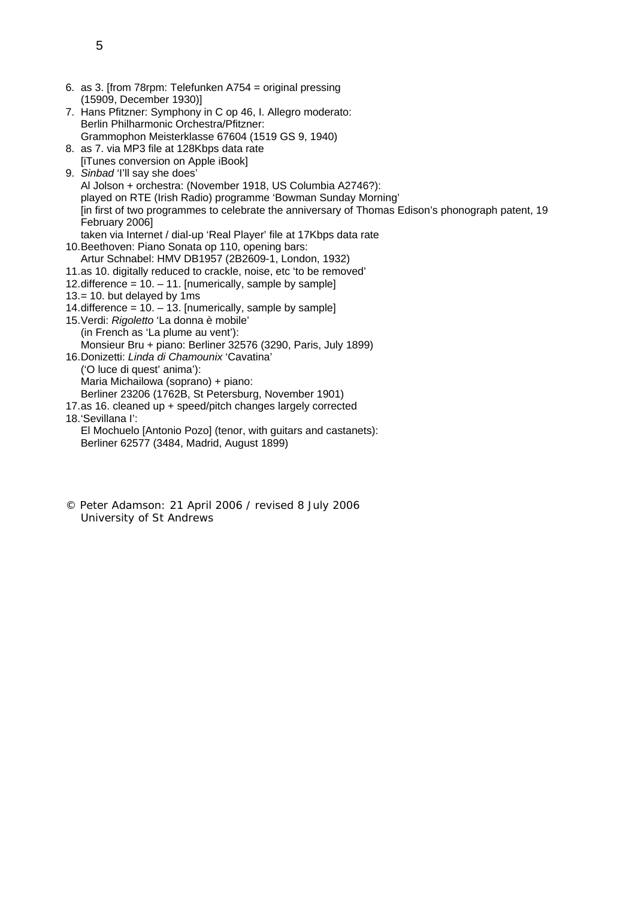6. as 3. [from 78rpm: Telefunken A754 = original pressing (15909, December 1930)]
7. Hans Pfitzner: Symphony in C op 46, I. Allegro moderato:
   Berlin Philharmonic Orchestra/Pfitzner:
   Grammophon Meisterklasse 67604 (1519 GS 9, 1940)
8. as 7. via MP3 file at 128Kbps data rate
   [iTunes conversion on Apple iBook]
9. *Sinbad* 'I'll say she does'
   Al Jolson + orchestra: (November 1918, US Columbia A2746?):
   played on RTE (Irish Radio) programme 'Bowman Sunday Morning'
   [in first of two programmes to celebrate the anniversary of Thomas Edison's phonograph patent, 19 February 2006]
   taken via Internet / dial-up 'Real Player' file at 17Kbps data rate
10. Beethoven: Piano Sonata op 110, opening bars:
    Artur Schnabel: HMV DB1957 (2B2609-1, London, 1932)
11. as 10. digitally reduced to crackle, noise, etc 'to be removed'
12. difference = 10. – 11. [numerically, sample by sample]
13. = 10. but delayed by 1ms
14. difference = 10. – 13. [numerically, sample by sample]
15. Verdi: *Rigoletto* 'La donna è mobile'
    (in French as 'La plume au vent'):
    Monsieur Bru + piano: Berliner 32576 (3290, Paris, July 1899)
16. Donizetti: *Linda di Chamounix* 'Cavatina'
    ('O luce di quest' anima'):
    Maria Michailowa (soprano) + piano:
    Berliner 23206 (1762B, St Petersburg, November 1901)
17. as 16. cleaned up + speed/pitch changes largely corrected
18. 'Sevillana I':
    El Mochuelo [Antonio Pozo] (tenor, with guitars and castanets):
    Berliner 62577 (3484, Madrid, August 1899)

© Peter Adamson: 21 April 2006 / revised 8 July 2006
University of St Andrews